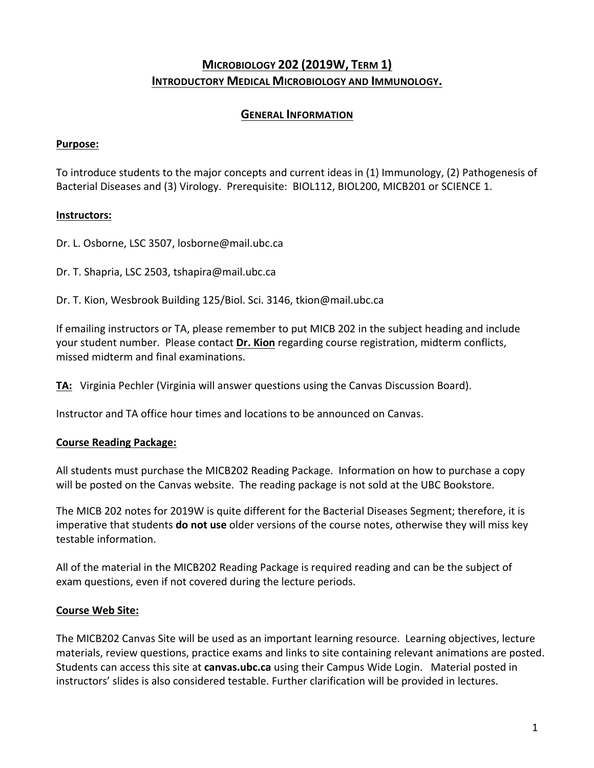# MICROBIOLOGY 202 (2019W, TERM 1)
# INTRODUCTORY MEDICAL MICROBIOLOGY AND IMMUNOLOGY.

## GENERAL INFORMATION

### Purpose:

To introduce students to the major concepts and current ideas in (1) Immunology, (2) Pathogenesis of Bacterial Diseases and (3) Virology. Prerequisite: BIOL112, BIOL200, MICB201 or SCIENCE 1.

### Instructors:

Dr. L. Osborne, LSC 3507, losborne@mail.ubc.ca

Dr. T. Shapria, LSC 2503, tshapira@mail.ubc.ca

Dr. T. Kion, Wesbrook Building 125/Biol. Sci. 3146, tkion@mail.ubc.ca

If emailing instructors or TA, please remember to put MICB 202 in the subject heading and include your student number. Please contact **Dr. Kion** regarding course registration, midterm conflicts, missed midterm and final examinations.

**TA:** Virginia Pechler (Virginia will answer questions using the Canvas Discussion Board).

Instructor and TA office hour times and locations to be announced on Canvas.

### Course Reading Package:

All students must purchase the MICB202 Reading Package. Information on how to purchase a copy will be posted on the Canvas website. The reading package is not sold at the UBC Bookstore.

The MICB 202 notes for 2019W is quite different for the Bacterial Diseases Segment; therefore, it is imperative that students **do not use** older versions of the course notes, otherwise they will miss key testable information.

All of the material in the MICB202 Reading Package is required reading and can be the subject of exam questions, even if not covered during the lecture periods.

### Course Web Site:

The MICB202 Canvas Site will be used as an important learning resource. Learning objectives, lecture materials, review questions, practice exams and links to site containing relevant animations are posted. Students can access this site at **canvas.ubc.ca** using their Campus Wide Login. Material posted in instructors' slides is also considered testable. Further clarification will be provided in lectures.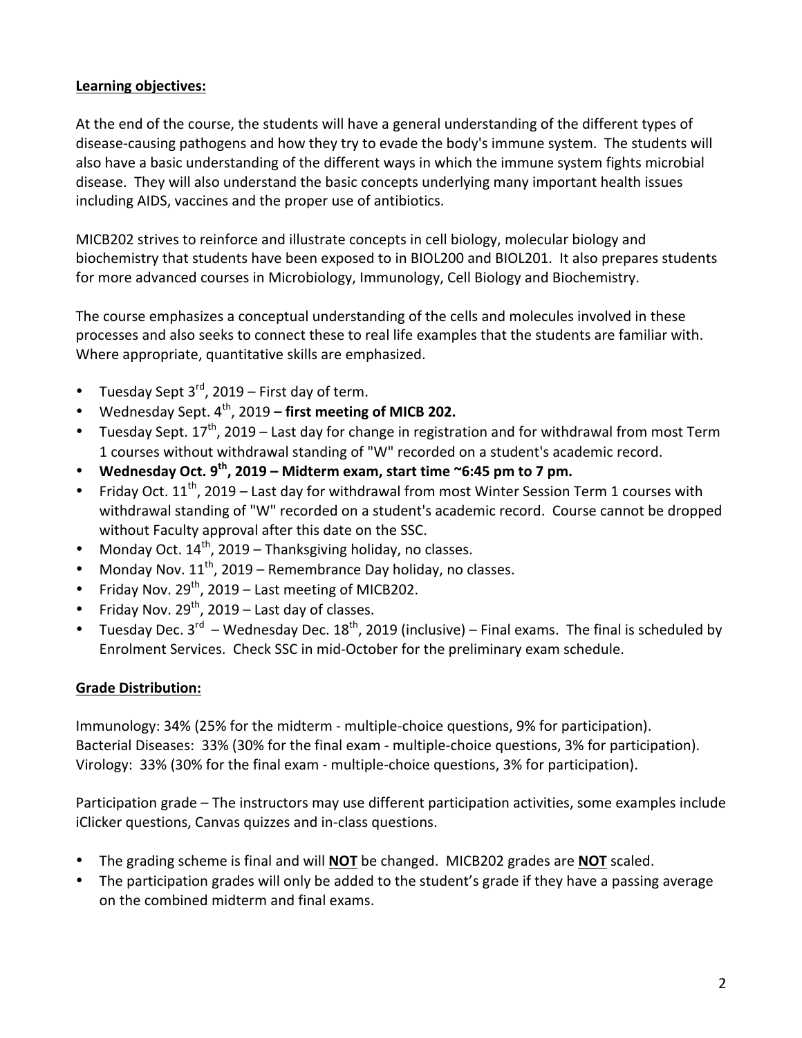## Learning objectives:

At the end of the course, the students will have a general understanding of the different types of disease-causing pathogens and how they try to evade the body's immune system. The students will also have a basic understanding of the different ways in which the immune system fights microbial disease. They will also understand the basic concepts underlying many important health issues including AIDS, vaccines and the proper use of antibiotics.

MICB202 strives to reinforce and illustrate concepts in cell biology, molecular biology and biochemistry that students have been exposed to in BIOL200 and BIOL201. It also prepares students for more advanced courses in Microbiology, Immunology, Cell Biology and Biochemistry.

The course emphasizes a conceptual understanding of the cells and molecules involved in these processes and also seeks to connect these to real life examples that the students are familiar with. Where appropriate, quantitative skills are emphasized.

- Tuesday Sept 3rd, 2019 – First day of term.
- Wednesday Sept. 4th, 2019 **– first meeting of MICB 202.**
- Tuesday Sept. 17th, 2019 – Last day for change in registration and for withdrawal from most Term 1 courses without withdrawal standing of "W" recorded on a student's academic record.
- **Wednesday Oct. 9th, 2019 – Midterm exam, start time ~6:45 pm to 7 pm.**
- Friday Oct. 11th, 2019 – Last day for withdrawal from most Winter Session Term 1 courses with withdrawal standing of "W" recorded on a student's academic record. Course cannot be dropped without Faculty approval after this date on the SSC.
- Monday Oct. 14th, 2019 – Thanksgiving holiday, no classes.
- Monday Nov. 11th, 2019 – Remembrance Day holiday, no classes.
- Friday Nov. 29th, 2019 – Last meeting of MICB202.
- Friday Nov. 29th, 2019 – Last day of classes.
- Tuesday Dec. 3rd – Wednesday Dec. 18th, 2019 (inclusive) – Final exams. The final is scheduled by Enrolment Services. Check SSC in mid-October for the preliminary exam schedule.

## Grade Distribution:

Immunology: 34% (25% for the midterm - multiple-choice questions, 9% for participation).
Bacterial Diseases: 33% (30% for the final exam - multiple-choice questions, 3% for participation).
Virology: 33% (30% for the final exam - multiple-choice questions, 3% for participation).

Participation grade – The instructors may use different participation activities, some examples include iClicker questions, Canvas quizzes and in-class questions.

- The grading scheme is final and will **NOT** be changed. MICB202 grades are **NOT** scaled.
- The participation grades will only be added to the student's grade if they have a passing average on the combined midterm and final exams.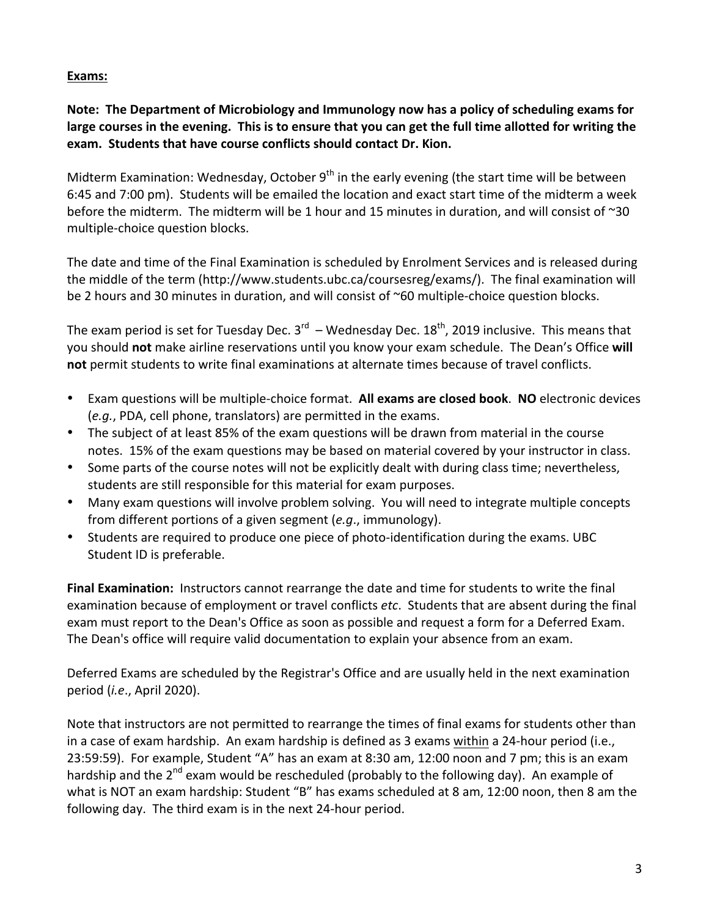**Exams:**

**Note: The Department of Microbiology and Immunology now has a policy of scheduling exams for large courses in the evening. This is to ensure that you can get the full time allotted for writing the exam. Students that have course conflicts should contact Dr. Kion.**

Midterm Examination: Wednesday, October 9th in the early evening (the start time will be between 6:45 and 7:00 pm). Students will be emailed the location and exact start time of the midterm a week before the midterm. The midterm will be 1 hour and 15 minutes in duration, and will consist of ~30 multiple-choice question blocks.

The date and time of the Final Examination is scheduled by Enrolment Services and is released during the middle of the term (http://www.students.ubc.ca/coursesreg/exams/). The final examination will be 2 hours and 30 minutes in duration, and will consist of ~60 multiple-choice question blocks.

The exam period is set for Tuesday Dec. 3rd – Wednesday Dec. 18th, 2019 inclusive. This means that you should **not** make airline reservations until you know your exam schedule. The Dean's Office **will not** permit students to write final examinations at alternate times because of travel conflicts.

- Exam questions will be multiple-choice format. **All exams are closed book**. **NO** electronic devices (*e.g.*, PDA, cell phone, translators) are permitted in the exams.
- The subject of at least 85% of the exam questions will be drawn from material in the course notes. 15% of the exam questions may be based on material covered by your instructor in class.
- Some parts of the course notes will not be explicitly dealt with during class time; nevertheless, students are still responsible for this material for exam purposes.
- Many exam questions will involve problem solving. You will need to integrate multiple concepts from different portions of a given segment (*e.g*., immunology).
- Students are required to produce one piece of photo-identification during the exams. UBC Student ID is preferable.

**Final Examination:** Instructors cannot rearrange the date and time for students to write the final examination because of employment or travel conflicts *etc*. Students that are absent during the final exam must report to the Dean's Office as soon as possible and request a form for a Deferred Exam. The Dean's office will require valid documentation to explain your absence from an exam.

Deferred Exams are scheduled by the Registrar's Office and are usually held in the next examination period (*i.e*., April 2020).

Note that instructors are not permitted to rearrange the times of final exams for students other than in a case of exam hardship. An exam hardship is defined as 3 exams within a 24-hour period (i.e., 23:59:59). For example, Student "A" has an exam at 8:30 am, 12:00 noon and 7 pm; this is an exam hardship and the 2nd exam would be rescheduled (probably to the following day). An example of what is NOT an exam hardship: Student "B" has exams scheduled at 8 am, 12:00 noon, then 8 am the following day. The third exam is in the next 24-hour period.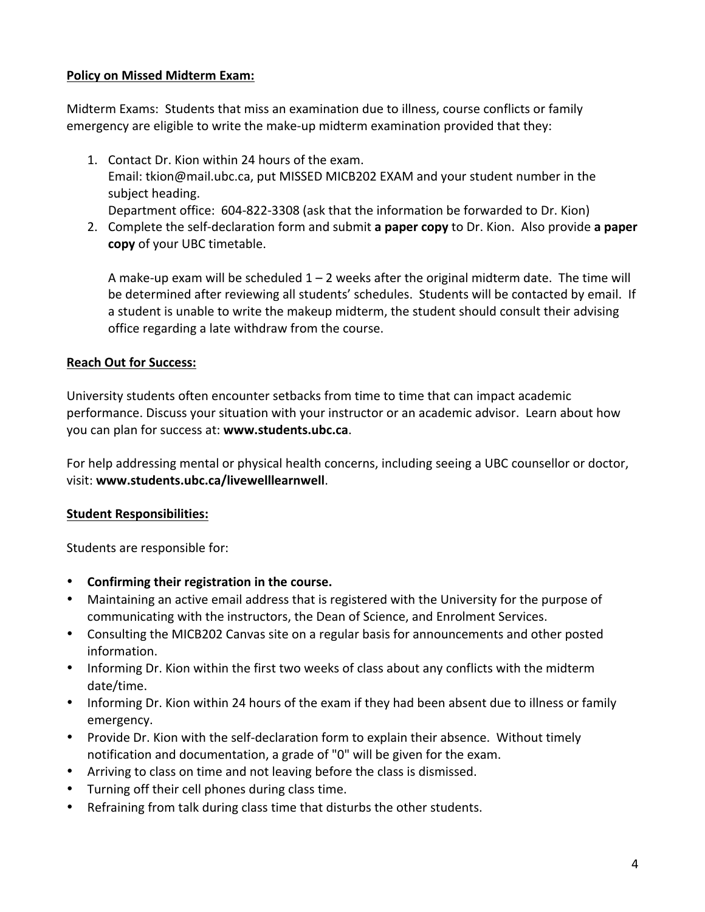**Policy on Missed Midterm Exam:**

Midterm Exams: Students that miss an examination due to illness, course conflicts or family emergency are eligible to write the make-up midterm examination provided that they:

1. Contact Dr. Kion within 24 hours of the exam.
   Email: tkion@mail.ubc.ca, put MISSED MICB202 EXAM and your student number in the subject heading.
   Department office: 604-822-3308 (ask that the information be forwarded to Dr. Kion)
2. Complete the self-declaration form and submit **a paper copy** to Dr. Kion. Also provide **a paper copy** of your UBC timetable.

   A make-up exam will be scheduled 1 – 2 weeks after the original midterm date. The time will be determined after reviewing all students' schedules. Students will be contacted by email. If a student is unable to write the makeup midterm, the student should consult their advising office regarding a late withdraw from the course.

**Reach Out for Success:**

University students often encounter setbacks from time to time that can impact academic performance. Discuss your situation with your instructor or an academic advisor. Learn about how you can plan for success at: **www.students.ubc.ca**.

For help addressing mental or physical health concerns, including seeing a UBC counsellor or doctor, visit: **www.students.ubc.ca/livewelllearnwell**.

**Student Responsibilities:**

Students are responsible for:

- **Confirming their registration in the course.**
- Maintaining an active email address that is registered with the University for the purpose of communicating with the instructors, the Dean of Science, and Enrolment Services.
- Consulting the MICB202 Canvas site on a regular basis for announcements and other posted information.
- Informing Dr. Kion within the first two weeks of class about any conflicts with the midterm date/time.
- Informing Dr. Kion within 24 hours of the exam if they had been absent due to illness or family emergency.
- Provide Dr. Kion with the self-declaration form to explain their absence. Without timely notification and documentation, a grade of "0" will be given for the exam.
- Arriving to class on time and not leaving before the class is dismissed.
- Turning off their cell phones during class time.
- Refraining from talk during class time that disturbs the other students.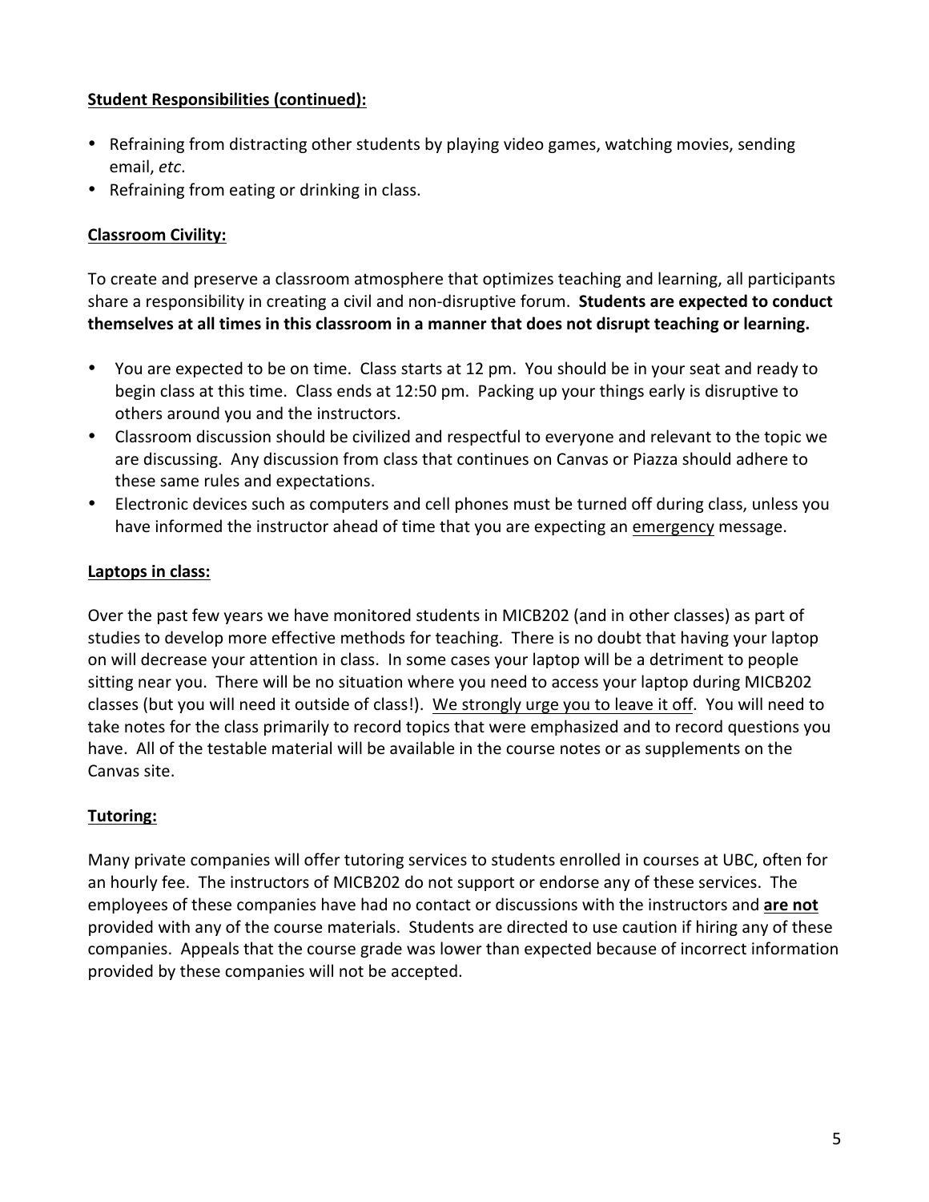**Student Responsibilities (continued):**

- Refraining from distracting other students by playing video games, watching movies, sending email, *etc*.
- Refraining from eating or drinking in class.

**Classroom Civility:**

To create and preserve a classroom atmosphere that optimizes teaching and learning, all participants share a responsibility in creating a civil and non-disruptive forum. **Students are expected to conduct themselves at all times in this classroom in a manner that does not disrupt teaching or learning.**

- You are expected to be on time. Class starts at 12 pm. You should be in your seat and ready to begin class at this time. Class ends at 12:50 pm. Packing up your things early is disruptive to others around you and the instructors.
- Classroom discussion should be civilized and respectful to everyone and relevant to the topic we are discussing. Any discussion from class that continues on Canvas or Piazza should adhere to these same rules and expectations.
- Electronic devices such as computers and cell phones must be turned off during class, unless you have informed the instructor ahead of time that you are expecting an emergency message.

**Laptops in class:**

Over the past few years we have monitored students in MICB202 (and in other classes) as part of studies to develop more effective methods for teaching. There is no doubt that having your laptop on will decrease your attention in class. In some cases your laptop will be a detriment to people sitting near you. There will be no situation where you need to access your laptop during MICB202 classes (but you will need it outside of class!). We strongly urge you to leave it off. You will need to take notes for the class primarily to record topics that were emphasized and to record questions you have. All of the testable material will be available in the course notes or as supplements on the Canvas site.

**Tutoring:**

Many private companies will offer tutoring services to students enrolled in courses at UBC, often for an hourly fee. The instructors of MICB202 do not support or endorse any of these services. The employees of these companies have had no contact or discussions with the instructors and **are not** provided with any of the course materials. Students are directed to use caution if hiring any of these companies. Appeals that the course grade was lower than expected because of incorrect information provided by these companies will not be accepted.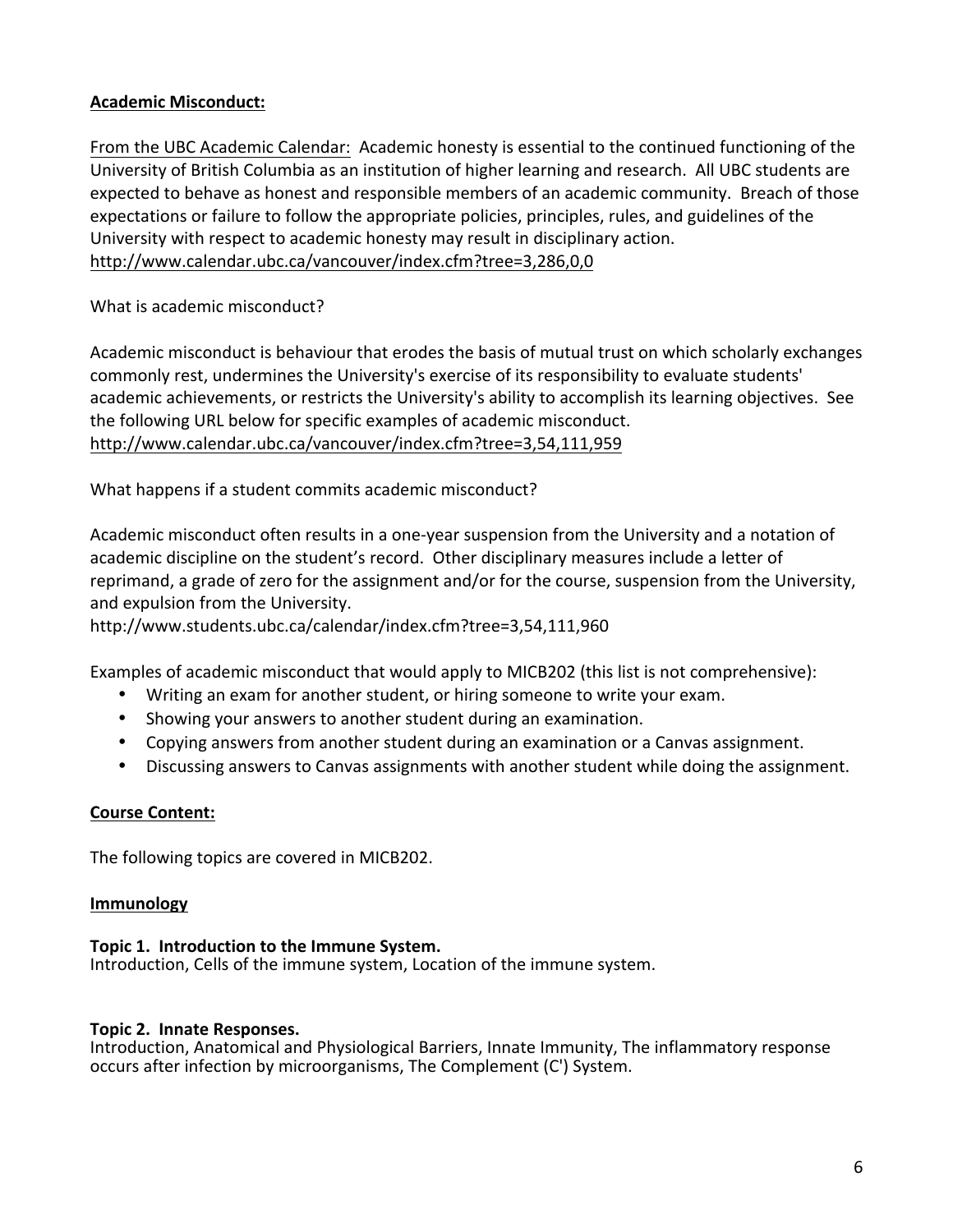**Academic Misconduct:**

From the UBC Academic Calendar: Academic honesty is essential to the continued functioning of the University of British Columbia as an institution of higher learning and research. All UBC students are expected to behave as honest and responsible members of an academic community. Breach of those expectations or failure to follow the appropriate policies, principles, rules, and guidelines of the University with respect to academic honesty may result in disciplinary action. http://www.calendar.ubc.ca/vancouver/index.cfm?tree=3,286,0,0

What is academic misconduct?

Academic misconduct is behaviour that erodes the basis of mutual trust on which scholarly exchanges commonly rest, undermines the University's exercise of its responsibility to evaluate students' academic achievements, or restricts the University's ability to accomplish its learning objectives. See the following URL below for specific examples of academic misconduct. http://www.calendar.ubc.ca/vancouver/index.cfm?tree=3,54,111,959

What happens if a student commits academic misconduct?

Academic misconduct often results in a one-year suspension from the University and a notation of academic discipline on the student's record. Other disciplinary measures include a letter of reprimand, a grade of zero for the assignment and/or for the course, suspension from the University, and expulsion from the University.
http://www.students.ubc.ca/calendar/index.cfm?tree=3,54,111,960

Examples of academic misconduct that would apply to MICB202 (this list is not comprehensive):

- Writing an exam for another student, or hiring someone to write your exam.
- Showing your answers to another student during an examination.
- Copying answers from another student during an examination or a Canvas assignment.
- Discussing answers to Canvas assignments with another student while doing the assignment.

**Course Content:**

The following topics are covered in MICB202.

**Immunology**

**Topic 1. Introduction to the Immune System.**
Introduction, Cells of the immune system, Location of the immune system.

**Topic 2. Innate Responses.**
Introduction, Anatomical and Physiological Barriers, Innate Immunity, The inflammatory response occurs after infection by microorganisms, The Complement (C') System.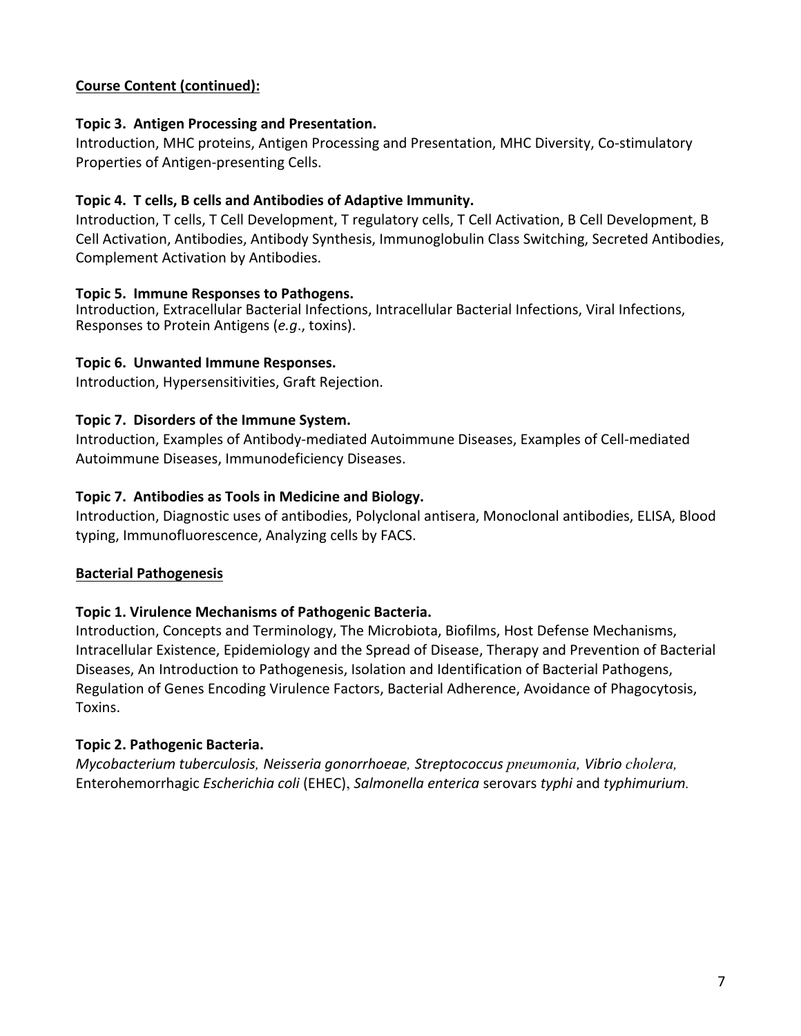**Course Content (continued):**

**Topic 3. Antigen Processing and Presentation.**
Introduction, MHC proteins, Antigen Processing and Presentation, MHC Diversity, Co-stimulatory Properties of Antigen-presenting Cells.

**Topic 4. T cells, B cells and Antibodies of Adaptive Immunity.**
Introduction, T cells, T Cell Development, T regulatory cells, T Cell Activation, B Cell Development, B Cell Activation, Antibodies, Antibody Synthesis, Immunoglobulin Class Switching, Secreted Antibodies, Complement Activation by Antibodies.

**Topic 5. Immune Responses to Pathogens.**
Introduction, Extracellular Bacterial Infections, Intracellular Bacterial Infections, Viral Infections, Responses to Protein Antigens (*e.g*., toxins).

**Topic 6. Unwanted Immune Responses.**
Introduction, Hypersensitivities, Graft Rejection.

**Topic 7. Disorders of the Immune System.**
Introduction, Examples of Antibody-mediated Autoimmune Diseases, Examples of Cell-mediated Autoimmune Diseases, Immunodeficiency Diseases.

**Topic 7. Antibodies as Tools in Medicine and Biology.**
Introduction, Diagnostic uses of antibodies, Polyclonal antisera, Monoclonal antibodies, ELISA, Blood typing, Immunofluorescence, Analyzing cells by FACS.

**Bacterial Pathogenesis**

**Topic 1. Virulence Mechanisms of Pathogenic Bacteria.**
Introduction, Concepts and Terminology, The Microbiota, Biofilms, Host Defense Mechanisms, Intracellular Existence, Epidemiology and the Spread of Disease, Therapy and Prevention of Bacterial Diseases, An Introduction to Pathogenesis, Isolation and Identification of Bacterial Pathogens, Regulation of Genes Encoding Virulence Factors, Bacterial Adherence, Avoidance of Phagocytosis, Toxins.

**Topic 2. Pathogenic Bacteria.**
*Mycobacterium tuberculosis, Neisseria gonorrhoeae, Streptococcus pneumonia, Vibrio cholera,* Enterohemorrhagic *Escherichia coli* (EHEC), *Salmonella enterica* serovars *typhi* and *typhimurium.*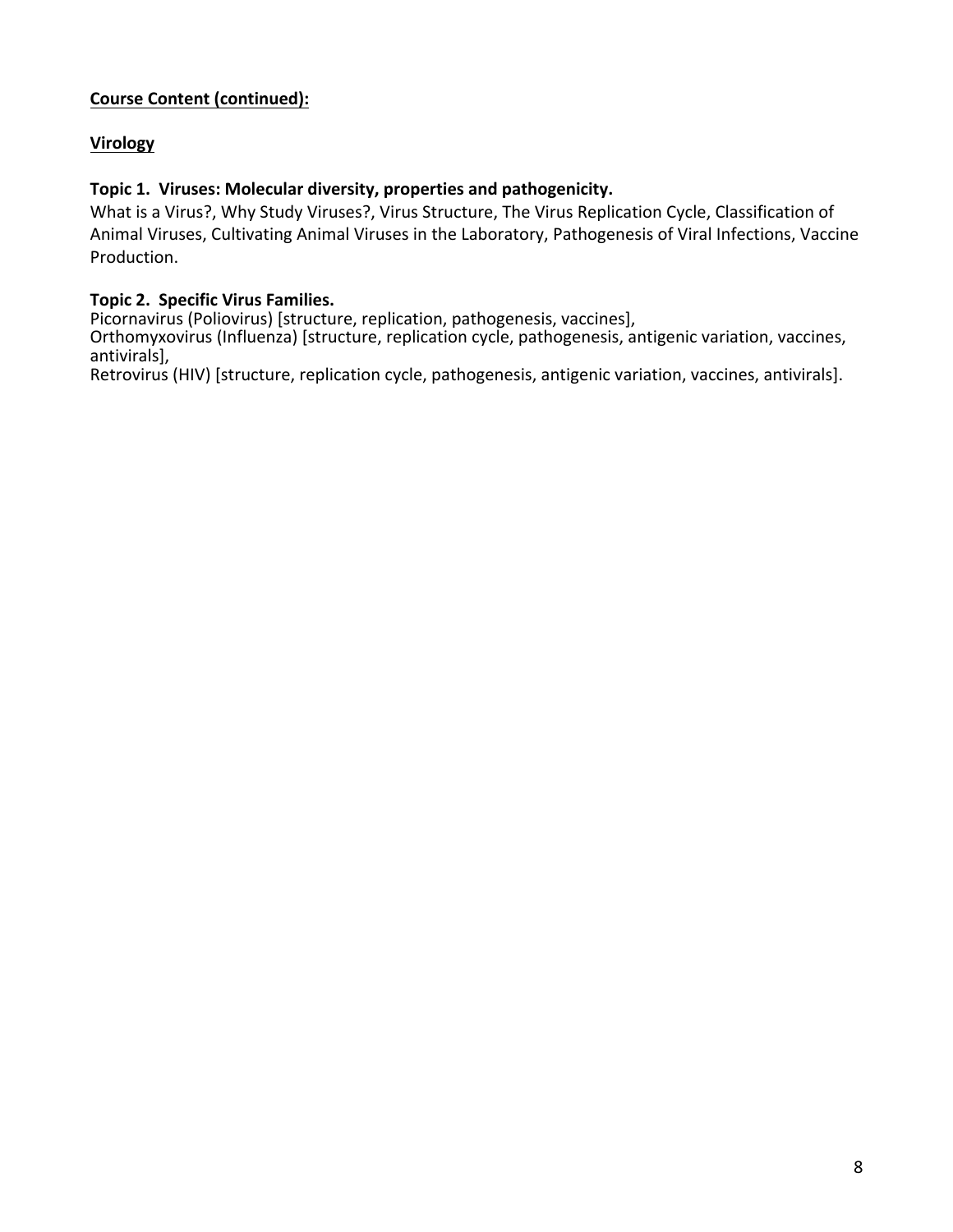**<u>Course Content (continued):</u>**

**<u>Virology</u>**

**Topic 1. Viruses: Molecular diversity, properties and pathogenicity.**

What is a Virus?, Why Study Viruses?, Virus Structure, The Virus Replication Cycle, Classification of Animal Viruses, Cultivating Animal Viruses in the Laboratory, Pathogenesis of Viral Infections, Vaccine Production.

**Topic 2. Specific Virus Families.**

Picornavirus (Poliovirus) [structure, replication, pathogenesis, vaccines],
Orthomyxovirus (Influenza) [structure, replication cycle, pathogenesis, antigenic variation, vaccines, antivirals],
Retrovirus (HIV) [structure, replication cycle, pathogenesis, antigenic variation, vaccines, antivirals].